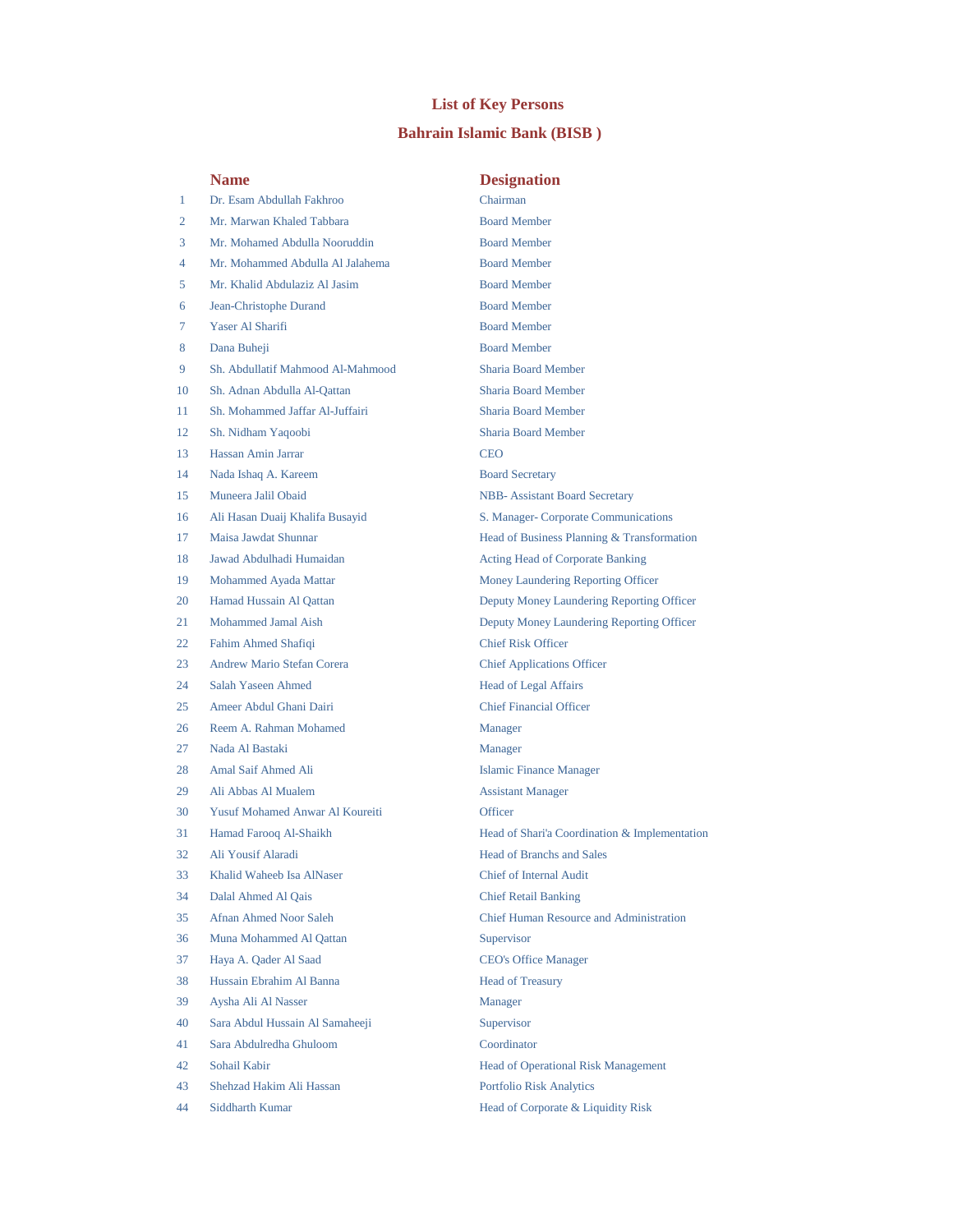# List of Key Persons

## Bahrain Islamic Bank (BISB )

| | Name | Designation |
|---|---|---|
| 1 | Dr. Esam Abdullah Fakhroo | Chairman |
| 2 | Mr. Marwan Khaled Tabbara | Board Member |
| 3 | Mr. Mohamed Abdulla Nooruddin | Board Member |
| 4 | Mr. Mohammed Abdulla Al Jalahema | Board Member |
| 5 | Mr. Khalid Abdulaziz Al Jasim | Board Member |
| 6 | Jean-Christophe Durand | Board Member |
| 7 | Yaser Al Sharifi | Board Member |
| 8 | Dana Buheji | Board Member |
| 9 | Sh. Abdullatif Mahmood Al-Mahmood | Sharia Board Member |
| 10 | Sh. Adnan Abdulla Al-Qattan | Sharia Board Member |
| 11 | Sh. Mohammed Jaffar Al-Juffairi | Sharia Board Member |
| 12 | Sh. Nidham Yaqoobi | Sharia Board Member |
| 13 | Hassan Amin Jarrar | CEO |
| 14 | Nada Ishaq A. Kareem | Board Secretary |
| 15 | Muneera Jalil Obaid | NBB- Assistant Board Secretary |
| 16 | Ali Hasan Duaij Khalifa Busayid | S. Manager- Corporate Communications |
| 17 | Maisa Jawdat Shunnar | Head of Business Planning & Transformation |
| 18 | Jawad Abdulhadi Humaidan | Acting Head of Corporate Banking |
| 19 | Mohammed Ayada Mattar | Money Laundering Reporting Officer |
| 20 | Hamad Hussain Al Qattan | Deputy Money Laundering Reporting Officer |
| 21 | Mohammed Jamal Aish | Deputy Money Laundering Reporting Officer |
| 22 | Fahim Ahmed Shafiqi | Chief Risk Officer |
| 23 | Andrew Mario Stefan Corera | Chief Applications Officer |
| 24 | Salah Yaseen Ahmed | Head of Legal Affairs |
| 25 | Ameer Abdul Ghani Dairi | Chief Financial Officer |
| 26 | Reem A. Rahman Mohamed | Manager |
| 27 | Nada Al Bastaki | Manager |
| 28 | Amal Saif Ahmed Ali | Islamic Finance Manager |
| 29 | Ali Abbas Al Mualem | Assistant Manager |
| 30 | Yusuf Mohamed Anwar Al Koureiti | Officer |
| 31 | Hamad Farooq Al-Shaikh | Head of Shari'a Coordination & Implementation |
| 32 | Ali Yousif Alaradi | Head of Branchs and Sales |
| 33 | Khalid Waheeb Isa AlNaser | Chief of Internal Audit |
| 34 | Dalal Ahmed Al Qais | Chief Retail Banking |
| 35 | Afnan Ahmed Noor Saleh | Chief Human Resource and Administration |
| 36 | Muna Mohammed Al Qattan | Supervisor |
| 37 | Haya A. Qader Al Saad | CEO's Office Manager |
| 38 | Hussain Ebrahim Al Banna | Head of Treasury |
| 39 | Aysha Ali Al Nasser | Manager |
| 40 | Sara Abdul Hussain Al Samaheeji | Supervisor |
| 41 | Sara Abdulredha Ghuloom | Coordinator |
| 42 | Sohail Kabir | Head of Operational Risk Management |
| 43 | Shehzad Hakim Ali Hassan | Portfolio Risk Analytics |
| 44 | Siddharth Kumar | Head of Corporate & Liquidity Risk |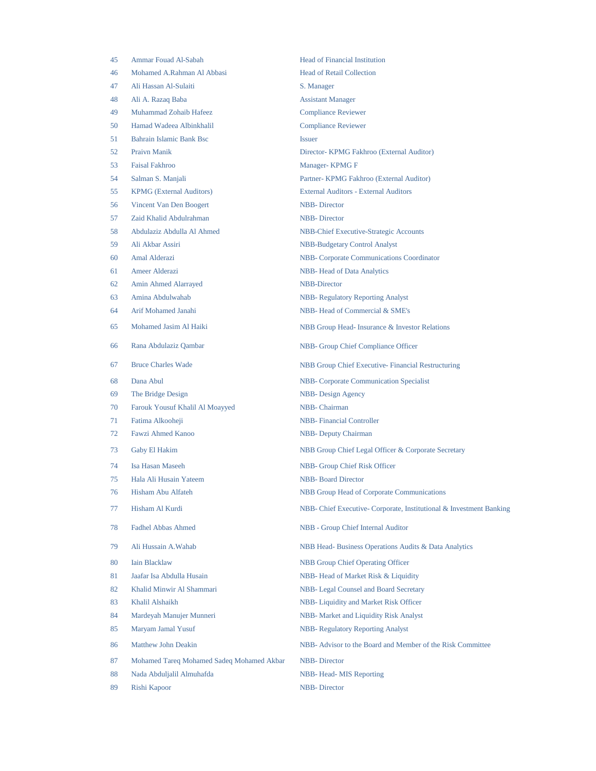| | | |
|---|---|---|
| 45 | Ammar Fouad Al-Sabah | Head of Financial Institution |
| 46 | Mohamed A.Rahman Al Abbasi | Head of Retail Collection |
| 47 | Ali Hassan Al-Sulaiti | S. Manager |
| 48 | Ali A. Razaq Baba | Assistant Manager |
| 49 | Muhammad Zohaib Hafeez | Compliance Reviewer |
| 50 | Hamad Wadeea Albinkhalil | Compliance Reviewer |
| 51 | Bahrain Islamic Bank Bsc | Issuer |
| 52 | Praivn Manik | Director- KPMG Fakhroo (External Auditor) |
| 53 | Faisal Fakhroo | Manager- KPMG F |
| 54 | Salman S. Manjali | Partner- KPMG Fakhroo (External Auditor) |
| 55 | KPMG (External Auditors) | External Auditors - External Auditors |
| 56 | Vincent Van Den Boogert | NBB- Director |
| 57 | Zaid Khalid Abdulrahman | NBB- Director |
| 58 | Abdulaziz Abdulla Al Ahmed | NBB-Chief Executive-Strategic Accounts |
| 59 | Ali Akbar Assiri | NBB-Budgetary Control Analyst |
| 60 | Amal Alderazi | NBB- Corporate Communications Coordinator |
| 61 | Ameer Alderazi | NBB- Head of Data Analytics |
| 62 | Amin Ahmed Alarrayed | NBB-Director |
| 63 | Amina Abdulwahab | NBB- Regulatory Reporting Analyst |
| 64 | Arif Mohamed Janahi | NBB- Head of Commercial & SME's |
| 65 | Mohamed Jasim Al Haiki | NBB Group Head- Insurance & Investor Relations |
| 66 | Rana Abdulaziz Qambar | NBB- Group Chief Compliance Officer |
| 67 | Bruce Charles Wade | NBB Group Chief Executive- Financial Restructuring |
| 68 | Dana Abul | NBB- Corporate Communication Specialist |
| 69 | The Bridge Design | NBB- Design Agency |
| 70 | Farouk Yousuf Khalil Al Moayyed | NBB- Chairman |
| 71 | Fatima Alkooheji | NBB- Financial Controller |
| 72 | Fawzi Ahmed Kanoo | NBB- Deputy Chairman |
| 73 | Gaby El Hakim | NBB Group Chief Legal Officer & Corporate Secretary |
| 74 | Isa Hasan Maseeh | NBB- Group Chief Risk Officer |
| 75 | Hala Ali Husain Yateem | NBB- Board Director |
| 76 | Hisham Abu Alfateh | NBB Group Head of Corporate Communications |
| 77 | Hisham Al Kurdi | NBB- Chief Executive- Corporate, Institutional & Investment Banking |
| 78 | Fadhel Abbas Ahmed | NBB - Group Chief Internal Auditor |
| 79 | Ali Hussain A.Wahab | NBB Head- Business Operations Audits & Data Analytics |
| 80 | Iain Blacklaw | NBB Group Chief Operating Officer |
| 81 | Jaafar Isa Abdulla Husain | NBB- Head of Market Risk & Liquidity |
| 82 | Khalid Minwir Al Shammari | NBB- Legal Counsel and Board Secretary |
| 83 | Khalil Alshaikh | NBB- Liquidity and Market Risk Officer |
| 84 | Mardeyah Manujer Munneri | NBB- Market and Liquidity Risk Analyst |
| 85 | Maryam Jamal Yusuf | NBB- Regulatory Reporting Analyst |
| 86 | Matthew John Deakin | NBB- Advisor to the Board and Member of the Risk Committee |
| 87 | Mohamed Tareq Mohamed Sadeq Mohamed Akbar | NBB- Director |
| 88 | Nada Abduljalil Almuhafda | NBB- Head- MIS Reporting |
| 89 | Rishi Kapoor | NBB- Director |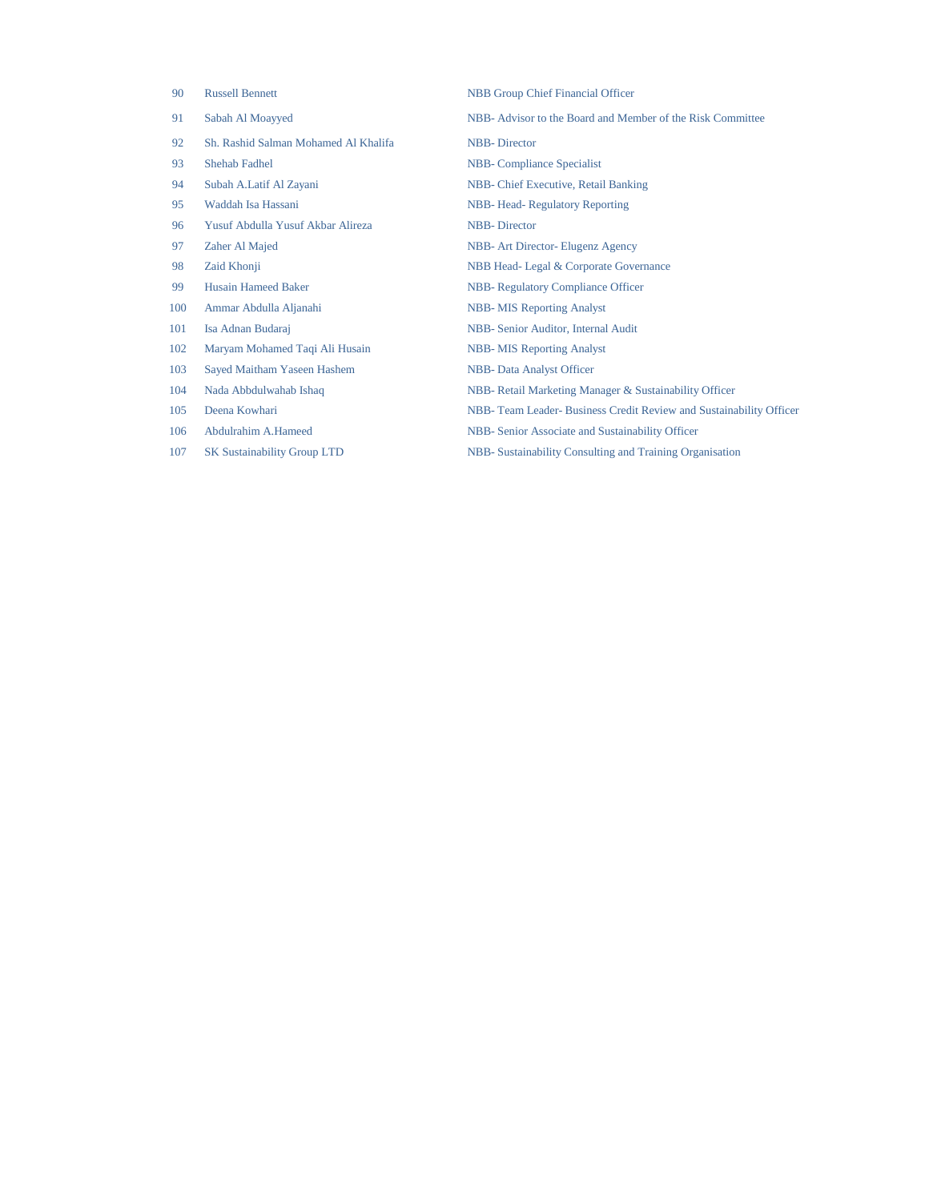| | | |
|---|---|---|
| 90 | Russell Bennett | NBB Group Chief Financial Officer |
| 91 | Sabah Al Moayyed | NBB- Advisor to the Board and Member of the Risk Committee |
| 92 | Sh. Rashid Salman Mohamed Al Khalifa | NBB- Director |
| 93 | Shehab Fadhel | NBB- Compliance Specialist |
| 94 | Subah A.Latif Al Zayani | NBB- Chief Executive, Retail Banking |
| 95 | Waddah Isa Hassani | NBB- Head- Regulatory Reporting |
| 96 | Yusuf Abdulla Yusuf Akbar Alireza | NBB- Director |
| 97 | Zaher Al Majed | NBB- Art Director- Elugenz Agency |
| 98 | Zaid Khonji | NBB Head- Legal & Corporate Governance |
| 99 | Husain Hameed Baker | NBB- Regulatory Compliance Officer |
| 100 | Ammar Abdulla Aljanahi | NBB- MIS Reporting Analyst |
| 101 | Isa Adnan Budaraj | NBB- Senior Auditor, Internal Audit |
| 102 | Maryam Mohamed Taqi Ali Husain | NBB- MIS Reporting Analyst |
| 103 | Sayed Maitham Yaseen Hashem | NBB- Data Analyst Officer |
| 104 | Nada Abbdulwahab Ishaq | NBB- Retail Marketing Manager & Sustainability Officer |
| 105 | Deena Kowhari | NBB- Team Leader- Business Credit Review and Sustainability Officer |
| 106 | Abdulrahim A.Hameed | NBB- Senior Associate and Sustainability Officer |
| 107 | SK Sustainability Group LTD | NBB- Sustainability Consulting and Training Organisation |